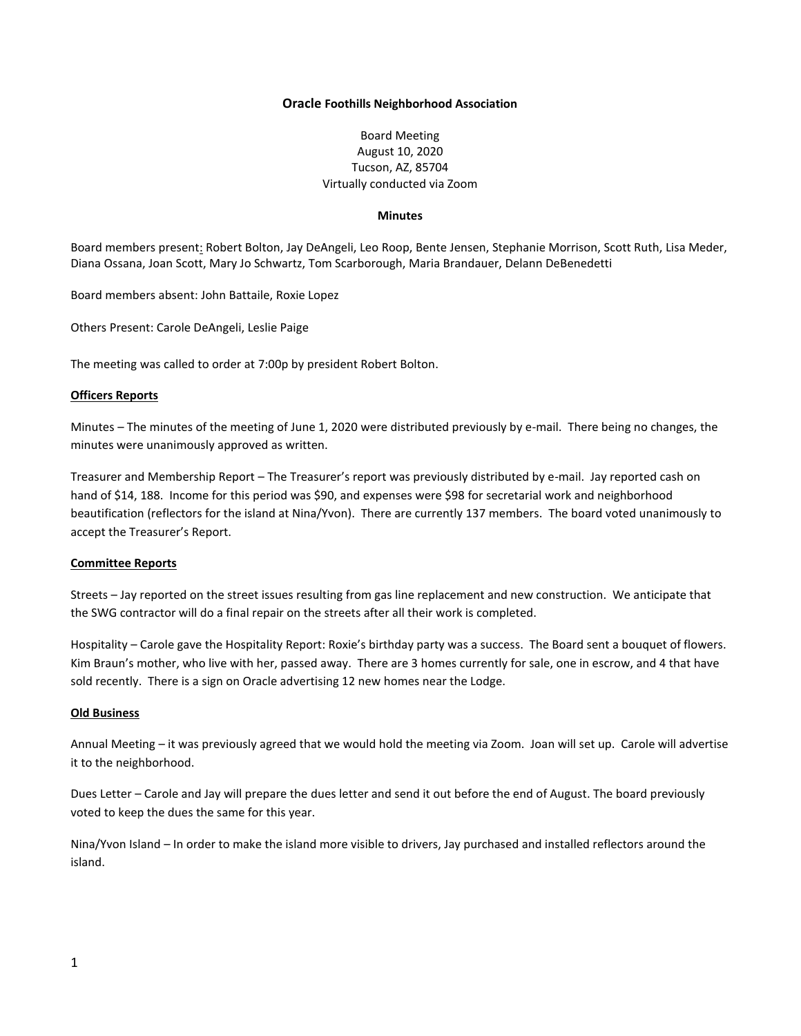**Oracle Foothills Neighborhood Association**

Board Meeting
August 10, 2020
Tucson, AZ, 85704
Virtually conducted via Zoom

**Minutes**

Board members present: Robert Bolton, Jay DeAngeli, Leo Roop, Bente Jensen, Stephanie Morrison, Scott Ruth, Lisa Meder, Diana Ossana, Joan Scott, Mary Jo Schwartz, Tom Scarborough, Maria Brandauer, Delann DeBenedetti

Board members absent: John Battaile, Roxie Lopez

Others Present: Carole DeAngeli, Leslie Paige

The meeting was called to order at 7:00p by president Robert Bolton.

**Officers Reports**

Minutes – The minutes of the meeting of June 1, 2020 were distributed previously by e-mail. There being no changes, the minutes were unanimously approved as written.

Treasurer and Membership Report – The Treasurer's report was previously distributed by e-mail. Jay reported cash on hand of $14, 188. Income for this period was $90, and expenses were $98 for secretarial work and neighborhood beautification (reflectors for the island at Nina/Yvon). There are currently 137 members. The board voted unanimously to accept the Treasurer's Report.

**Committee Reports**

Streets – Jay reported on the street issues resulting from gas line replacement and new construction. We anticipate that the SWG contractor will do a final repair on the streets after all their work is completed.

Hospitality – Carole gave the Hospitality Report: Roxie's birthday party was a success. The Board sent a bouquet of flowers. Kim Braun's mother, who live with her, passed away. There are 3 homes currently for sale, one in escrow, and 4 that have sold recently. There is a sign on Oracle advertising 12 new homes near the Lodge.

**Old Business**

Annual Meeting – it was previously agreed that we would hold the meeting via Zoom. Joan will set up. Carole will advertise it to the neighborhood.

Dues Letter – Carole and Jay will prepare the dues letter and send it out before the end of August. The board previously voted to keep the dues the same for this year.

Nina/Yvon Island – In order to make the island more visible to drivers, Jay purchased and installed reflectors around the island.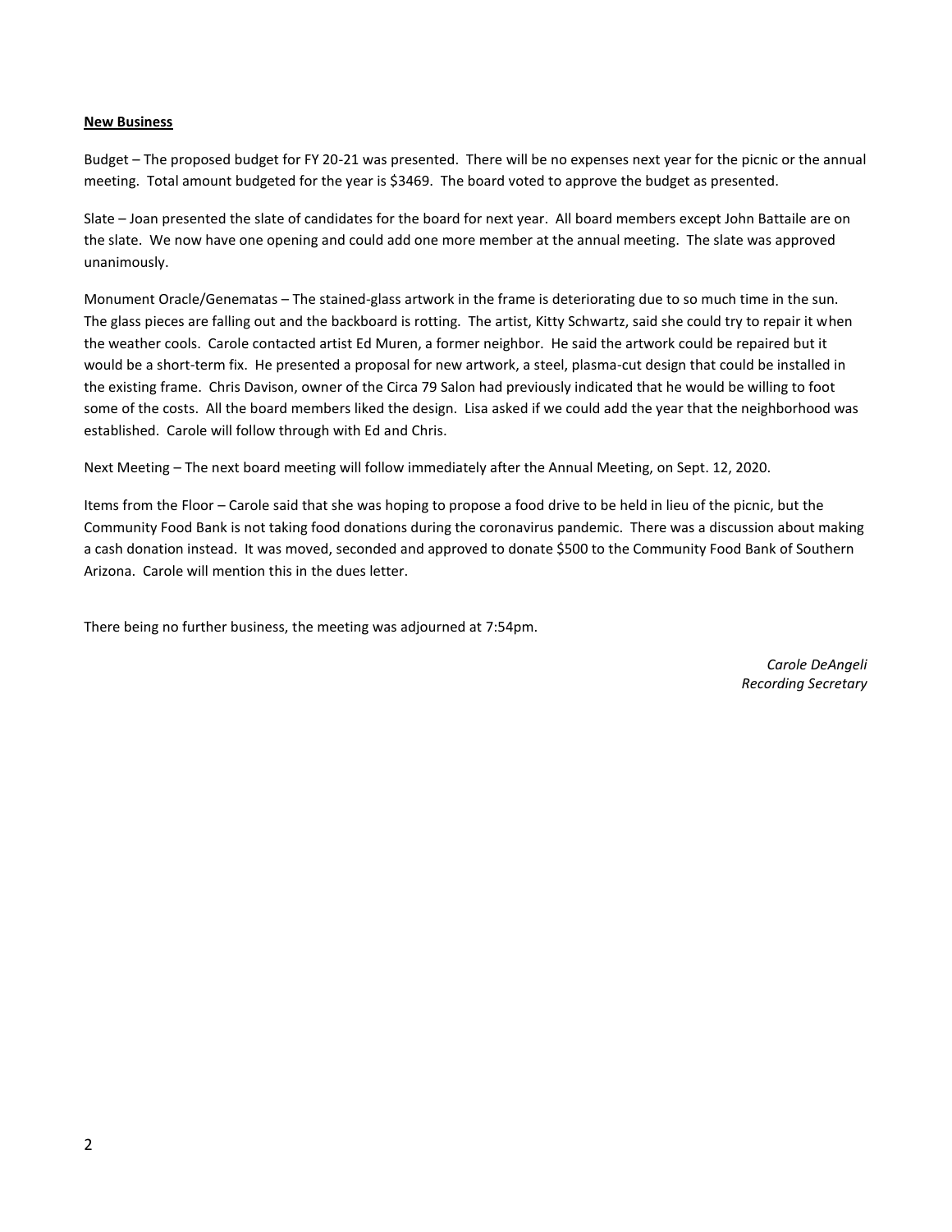**New Business**

Budget – The proposed budget for FY 20-21 was presented. There will be no expenses next year for the picnic or the annual meeting. Total amount budgeted for the year is $3469. The board voted to approve the budget as presented.

Slate – Joan presented the slate of candidates for the board for next year. All board members except John Battaile are on the slate. We now have one opening and could add one more member at the annual meeting. The slate was approved unanimously.

Monument Oracle/Genematas – The stained-glass artwork in the frame is deteriorating due to so much time in the sun. The glass pieces are falling out and the backboard is rotting. The artist, Kitty Schwartz, said she could try to repair it when the weather cools. Carole contacted artist Ed Muren, a former neighbor. He said the artwork could be repaired but it would be a short-term fix. He presented a proposal for new artwork, a steel, plasma-cut design that could be installed in the existing frame. Chris Davison, owner of the Circa 79 Salon had previously indicated that he would be willing to foot some of the costs. All the board members liked the design. Lisa asked if we could add the year that the neighborhood was established. Carole will follow through with Ed and Chris.

Next Meeting – The next board meeting will follow immediately after the Annual Meeting, on Sept. 12, 2020.

Items from the Floor – Carole said that she was hoping to propose a food drive to be held in lieu of the picnic, but the Community Food Bank is not taking food donations during the coronavirus pandemic. There was a discussion about making a cash donation instead. It was moved, seconded and approved to donate $500 to the Community Food Bank of Southern Arizona. Carole will mention this in the dues letter.

There being no further business, the meeting was adjourned at 7:54pm.

*Carole DeAngeli*
*Recording Secretary*